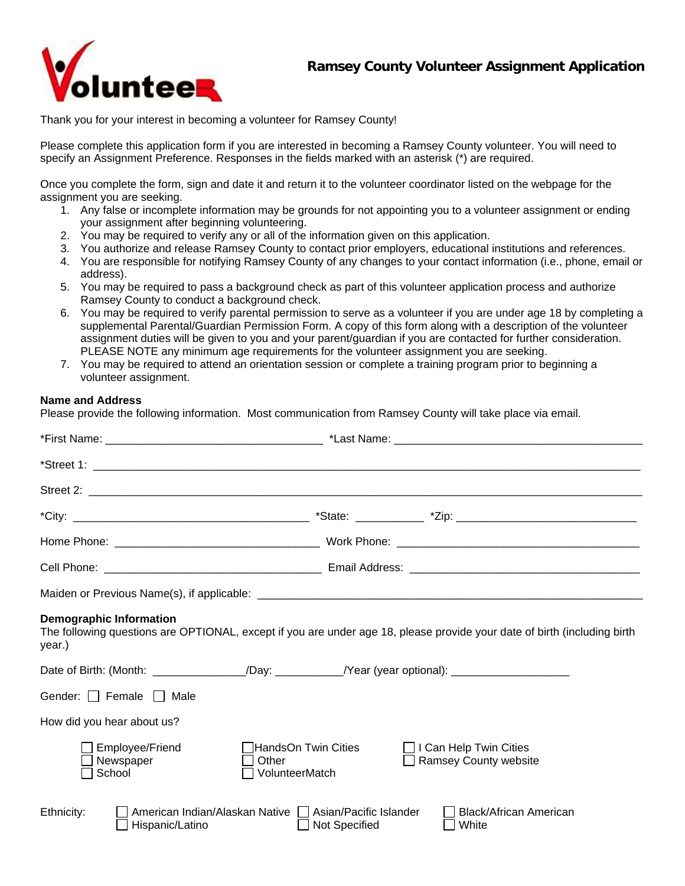# Ramsey County Volunteer Assignment Application

Thank you for your interest in becoming a volunteer for Ramsey County!

Please complete this application form if you are interested in becoming a Ramsey County volunteer. You will need to specify an Assignment Preference. Responses in the fields marked with an asterisk (*) are required.

Once you complete the form, sign and date it and return it to the volunteer coordinator listed on the webpage for the assignment you are seeking.

1. Any false or incomplete information may be grounds for not appointing you to a volunteer assignment or ending your assignment after beginning volunteering.
2. You may be required to verify any or all of the information given on this application.
3. You authorize and release Ramsey County to contact prior employers, educational institutions and references.
4. You are responsible for notifying Ramsey County of any changes to your contact information (i.e., phone, email or address).
5. You may be required to pass a background check as part of this volunteer application process and authorize Ramsey County to conduct a background check.
6. You may be required to verify parental permission to serve as a volunteer if you are under age 18 by completing a supplemental Parental/Guardian Permission Form. A copy of this form along with a description of the volunteer assignment duties will be given to you and your parent/guardian if you are contacted for further consideration. PLEASE NOTE any minimum age requirements for the volunteer assignment you are seeking.
7. You may be required to attend an orientation session or complete a training program prior to beginning a volunteer assignment.

**Name and Address**
Please provide the following information. Most communication from Ramsey County will take place via email.

*First Name: ___________________________________ *Last Name: ________________________________________

*Street 1: ________________________________________________________________________________________

Street 2: ________________________________________________________________________________________

*City: ______________________________________ *State: ___________ *Zip: _____________________________

Home Phone: _________________________________ Work Phone: _______________________________________

Cell Phone: __________________________________ Email Address: _____________________________________

Maiden or Previous Name(s), if applicable: ______________________________________________________________

**Demographic Information**
The following questions are OPTIONAL, except if you are under age 18, please provide your date of birth (including birth year.)

Date of Birth: (Month: _______________/Day: ___________/Year (year optional): ___________________

Gender: ☐ Female ☐ Male

How did you hear about us?

☐ Employee/Friend
☐ Newspaper
☐ School
☐ HandsOn Twin Cities
☐ Other
☐ VolunteerMatch
☐ I Can Help Twin Cities
☐ Ramsey County website

Ethnicity:
☐ American Indian/Alaskan Native
☐ Hispanic/Latino
☐ Asian/Pacific Islander
☐ Not Specified
☐ Black/African American
☐ White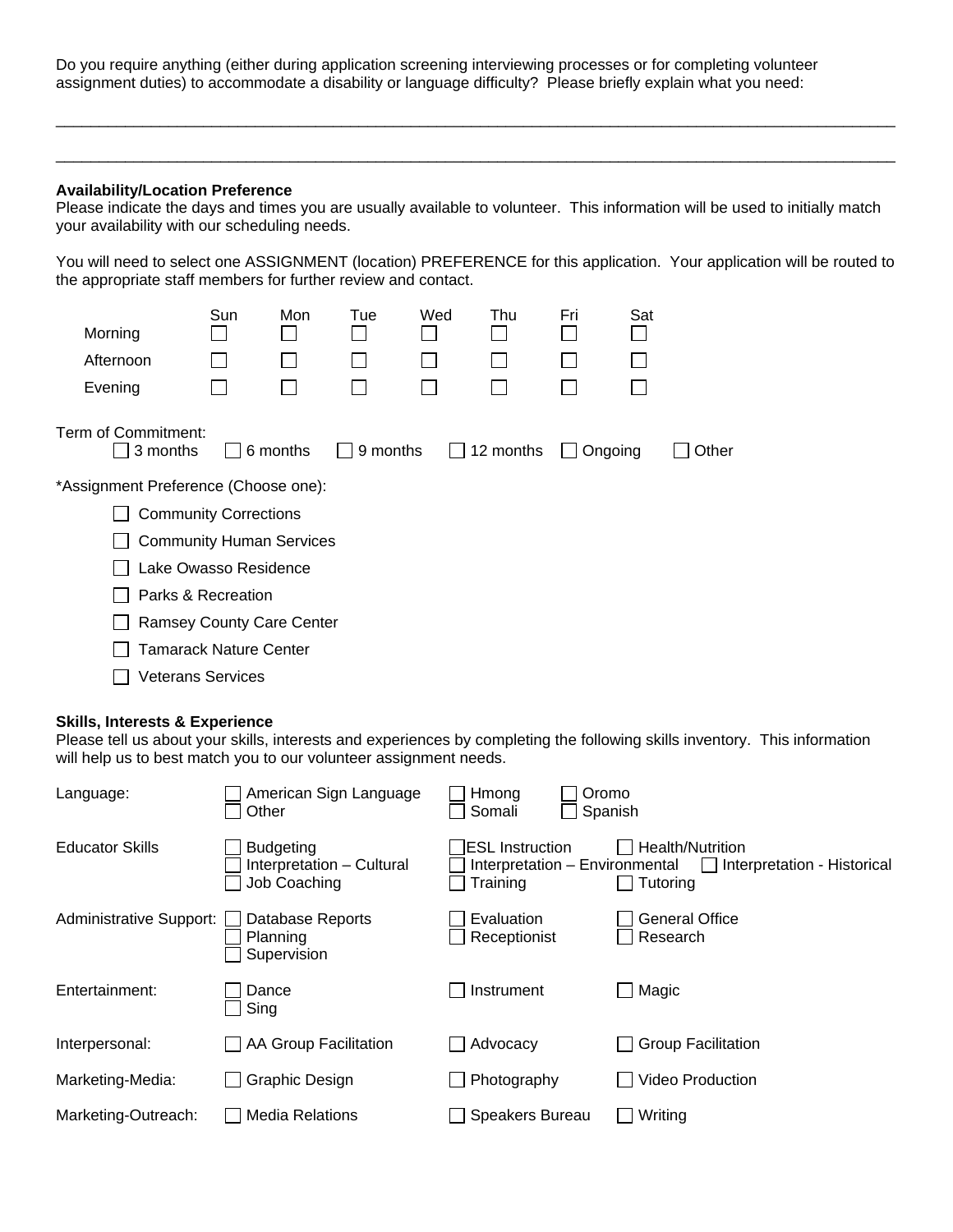Do you require anything (either during application screening interviewing processes or for completing volunteer assignment duties) to accommodate a disability or language difficulty? Please briefly explain what you need:

______________________________________________________________________________________________

______________________________________________________________________________________________

**Availability/Location Preference**

Please indicate the days and times you are usually available to volunteer. This information will be used to initially match your availability with our scheduling needs.

You will need to select one ASSIGNMENT (location) PREFERENCE for this application. Your application will be routed to the appropriate staff members for further review and contact.

| | Sun | Mon | Tue | Wed | Thu | Fri | Sat |
|---|---|---|---|---|---|---|---|
| Morning | ☐ | ☐ | ☐ | ☐ | ☐ | ☐ | ☐ |
| Afternoon | ☐ | ☐ | ☐ | ☐ | ☐ | ☐ | ☐ |
| Evening | ☐ | ☐ | ☐ | ☐ | ☐ | ☐ | ☐ |

Term of Commitment:
☐ 3 months ☐ 6 months ☐ 9 months ☐ 12 months ☐ Ongoing ☐ Other

*Assignment Preference (Choose one):

- ☐ Community Corrections
- ☐ Community Human Services
- ☐ Lake Owasso Residence
- ☐ Parks & Recreation
- ☐ Ramsey County Care Center
- ☐ Tamarack Nature Center
- ☐ Veterans Services

**Skills, Interests & Experience**

Please tell us about your skills, interests and experiences by completing the following skills inventory. This information will help us to best match you to our volunteer assignment needs.

| | | | |
|---|---|---|---|
| Language: | ☐ American Sign Language<br>☐ Other | ☐ Hmong<br>☐ Somali | ☐ Oromo<br>☐ Spanish |
| Educator Skills | ☐ Budgeting<br>☐ Interpretation – Cultural<br>☐ Job Coaching | ☐ ESL Instruction<br>☐ Interpretation – Environmental<br>☐ Training | ☐ Health/Nutrition<br>☐ Interpretation - Historical<br>☐ Tutoring |
| Administrative Support: | ☐ Database Reports<br>☐ Planning<br>☐ Supervision | ☐ Evaluation<br>☐ Receptionist | ☐ General Office<br>☐ Research |
| Entertainment: | ☐ Dance<br>☐ Sing | ☐ Instrument | ☐ Magic |
| Interpersonal: | ☐ AA Group Facilitation | ☐ Advocacy | ☐ Group Facilitation |
| Marketing-Media: | ☐ Graphic Design | ☐ Photography | ☐ Video Production |
| Marketing-Outreach: | ☐ Media Relations | ☐ Speakers Bureau | ☐ Writing |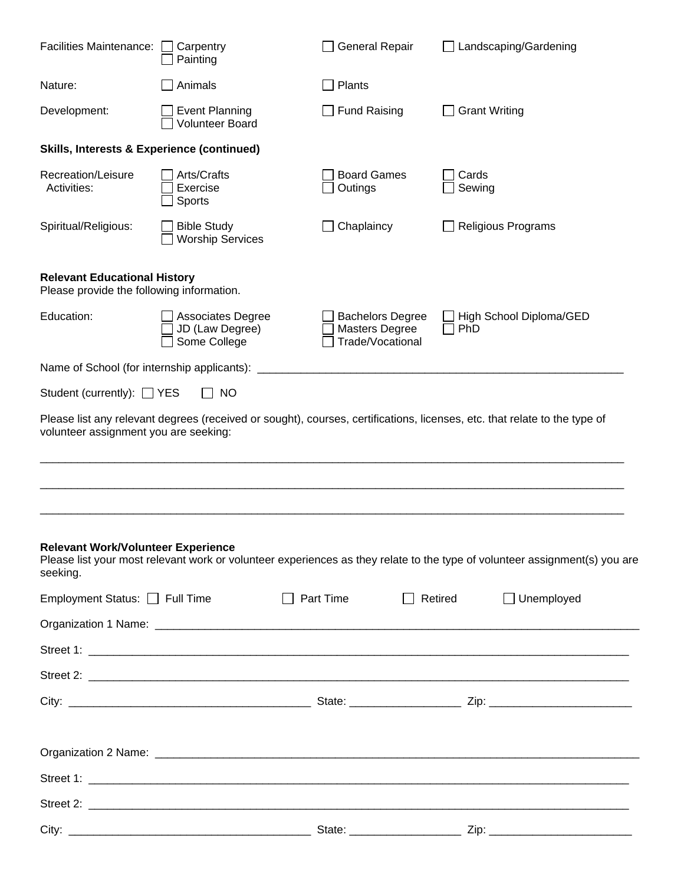Facilities Maintenance: ☐ Carpentry ☐ Painting ☐ General Repair ☐ Landscaping/Gardening

Nature: ☐ Animals ☐ Plants

Development: ☐ Event Planning ☐ Volunteer Board ☐ Fund Raising ☐ Grant Writing

**Skills, Interests & Experience (continued)**

Recreation/Leisure Activities: ☐ Arts/Crafts ☐ Exercise ☐ Sports ☐ Board Games ☐ Outings ☐ Cards ☐ Sewing

Spiritual/Religious: ☐ Bible Study ☐ Worship Services ☐ Chaplaincy ☐ Religious Programs

**Relevant Educational History**
Please provide the following information.

Education: ☐ Associates Degree ☐ JD (Law Degree) ☐ Some College ☐ Bachelors Degree ☐ Masters Degree ☐ Trade/Vocational ☐ High School Diploma/GED ☐ PhD

Name of School (for internship applicants): ____________________________________________________________

Student (currently): ☐ YES ☐ NO

Please list any relevant degrees (received or sought), courses, certifications, licenses, etc. that relate to the type of volunteer assignment you are seeking:

________________________________________________________________________________________________

________________________________________________________________________________________________

________________________________________________________________________________________________

**Relevant Work/Volunteer Experience**
Please list your most relevant work or volunteer experiences as they relate to the type of volunteer assignment(s) you are seeking.

Employment Status: ☐ Full Time ☐ Part Time ☐ Retired ☐ Unemployed

Organization 1 Name: ______________________________________________________________________________

Street 1: ________________________________________________________________________________________

Street 2: ________________________________________________________________________________________

City: _______________________________________ State: _________________ Zip: ______________________

Organization 2 Name: ______________________________________________________________________________

Street 1: ________________________________________________________________________________________

Street 2: ________________________________________________________________________________________

City: _______________________________________ State: _________________ Zip: ______________________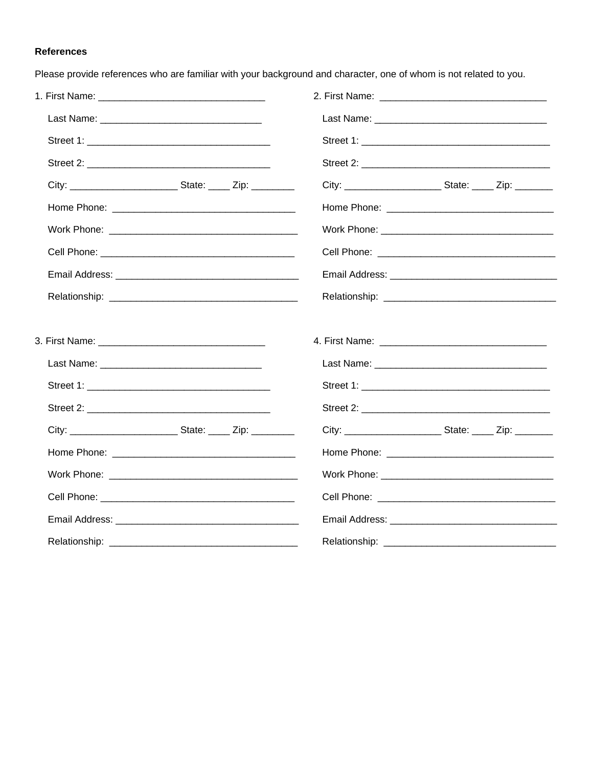**References**

Please provide references who are familiar with your background and character, one of whom is not related to you.

1. First Name: _______________________________

   Last Name: ______________________________

   Street 1: __________________________________

   Street 2: __________________________________

   City: ____________________ State: ____ Zip: ________

   Home Phone: __________________________________

   Work Phone: ___________________________________

   Cell Phone: ____________________________________

   Email Address: __________________________________

   Relationship: ___________________________________

2. First Name: _______________________________

   Last Name: ________________________________

   Street 1: ___________________________________

   Street 2: ___________________________________

   City: __________________ State: ____ Zip: _______

   Home Phone: _______________________________

   Work Phone: ________________________________

   Cell Phone: _________________________________

   Email Address: _______________________________

   Relationship: ________________________________

3. First Name: _______________________________

   Last Name: ______________________________

   Street 1: __________________________________

   Street 2: __________________________________

   City: ____________________ State: ____ Zip: ________

   Home Phone: __________________________________

   Work Phone: ___________________________________

   Cell Phone: ____________________________________

   Email Address: __________________________________

   Relationship: ___________________________________

4. First Name: _______________________________

   Last Name: ________________________________

   Street 1: ___________________________________

   Street 2: ___________________________________

   City: __________________ State: ____ Zip: _______

   Home Phone: _______________________________

   Work Phone: ________________________________

   Cell Phone: _________________________________

   Email Address: _______________________________

   Relationship: ________________________________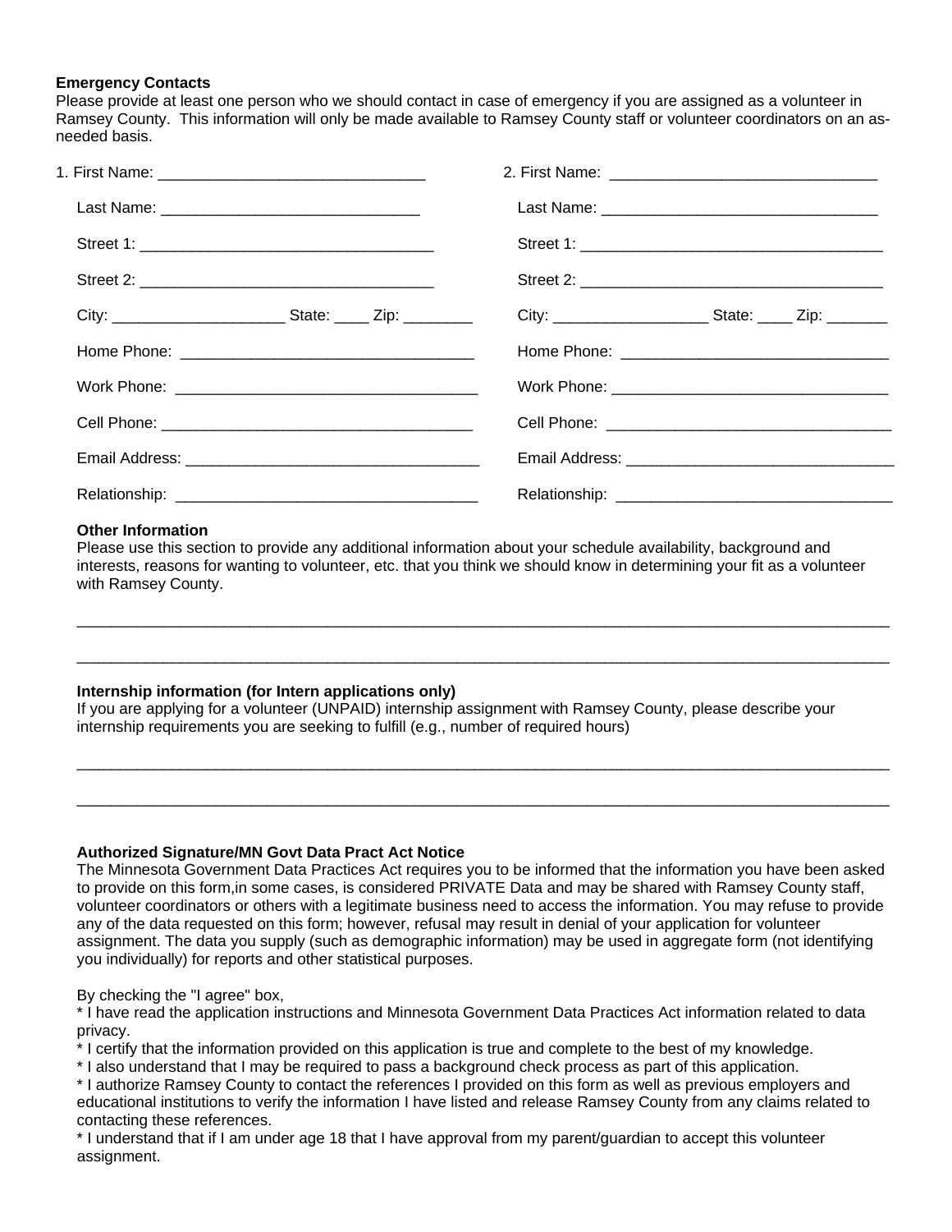**Emergency Contacts**

Please provide at least one person who we should contact in case of emergency if you are assigned as a volunteer in Ramsey County. This information will only be made available to Ramsey County staff or volunteer coordinators on an as-needed basis.

1. First Name: _______________________________

   Last Name: ______________________________

   Street 1: __________________________________

   Street 2: __________________________________

   City: ____________________ State: ____ Zip: ________

   Home Phone: __________________________________

   Work Phone: ___________________________________

   Cell Phone: ____________________________________

   Email Address: _________________________________

   Relationship: ___________________________________

2. First Name: _______________________________

   Last Name: ________________________________

   Street 1: __________________________________

   Street 2: __________________________________

   City: __________________ State: ____ Zip: _______

   Home Phone: _______________________________

   Work Phone: ________________________________

   Cell Phone: _________________________________

   Email Address: _______________________________

   Relationship: ________________________________

**Other Information**

Please use this section to provide any additional information about your schedule availability, background and interests, reasons for wanting to volunteer, etc. that you think we should know in determining your fit as a volunteer with Ramsey County.

_______________________________________________________________________________________

_______________________________________________________________________________________

**Internship information (for Intern applications only)**

If you are applying for a volunteer (UNPAID) internship assignment with Ramsey County, please describe your internship requirements you are seeking to fulfill (e.g., number of required hours)

_______________________________________________________________________________________

_______________________________________________________________________________________

**Authorized Signature/MN Govt Data Pract Act Notice**

The Minnesota Government Data Practices Act requires you to be informed that the information you have been asked to provide on this form,in some cases, is considered PRIVATE Data and may be shared with Ramsey County staff, volunteer coordinators or others with a legitimate business need to access the information. You may refuse to provide any of the data requested on this form; however, refusal may result in denial of your application for volunteer assignment. The data you supply (such as demographic information) may be used in aggregate form (not identifying you individually) for reports and other statistical purposes.

By checking the "I agree" box,

* I have read the application instructions and Minnesota Government Data Practices Act information related to data privacy.
* I certify that the information provided on this application is true and complete to the best of my knowledge.
* I also understand that I may be required to pass a background check process as part of this application.
* I authorize Ramsey County to contact the references I provided on this form as well as previous employers and educational institutions to verify the information I have listed and release Ramsey County from any claims related to contacting these references.
* I understand that if I am under age 18 that I have approval from my parent/guardian to accept this volunteer assignment.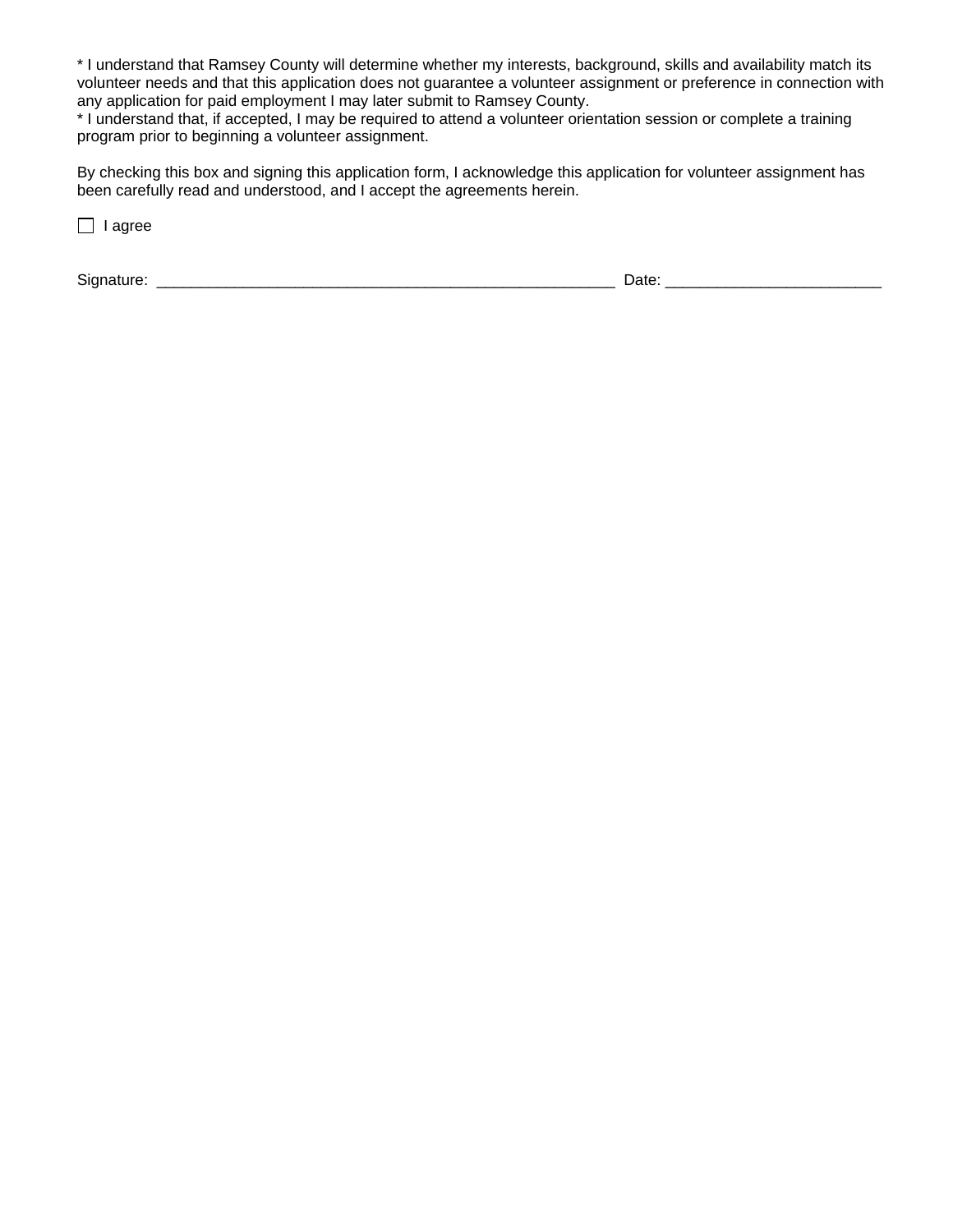* I understand that Ramsey County will determine whether my interests, background, skills and availability match its volunteer needs and that this application does not guarantee a volunteer assignment or preference in connection with any application for paid employment I may later submit to Ramsey County.
* I understand that, if accepted, I may be required to attend a volunteer orientation session or complete a training program prior to beginning a volunteer assignment.

By checking this box and signing this application form, I acknowledge this application for volunteer assignment has been carefully read and understood, and I accept the agreements herein.

☐ I agree

Signature: _______________________________________________________ Date: _________________________